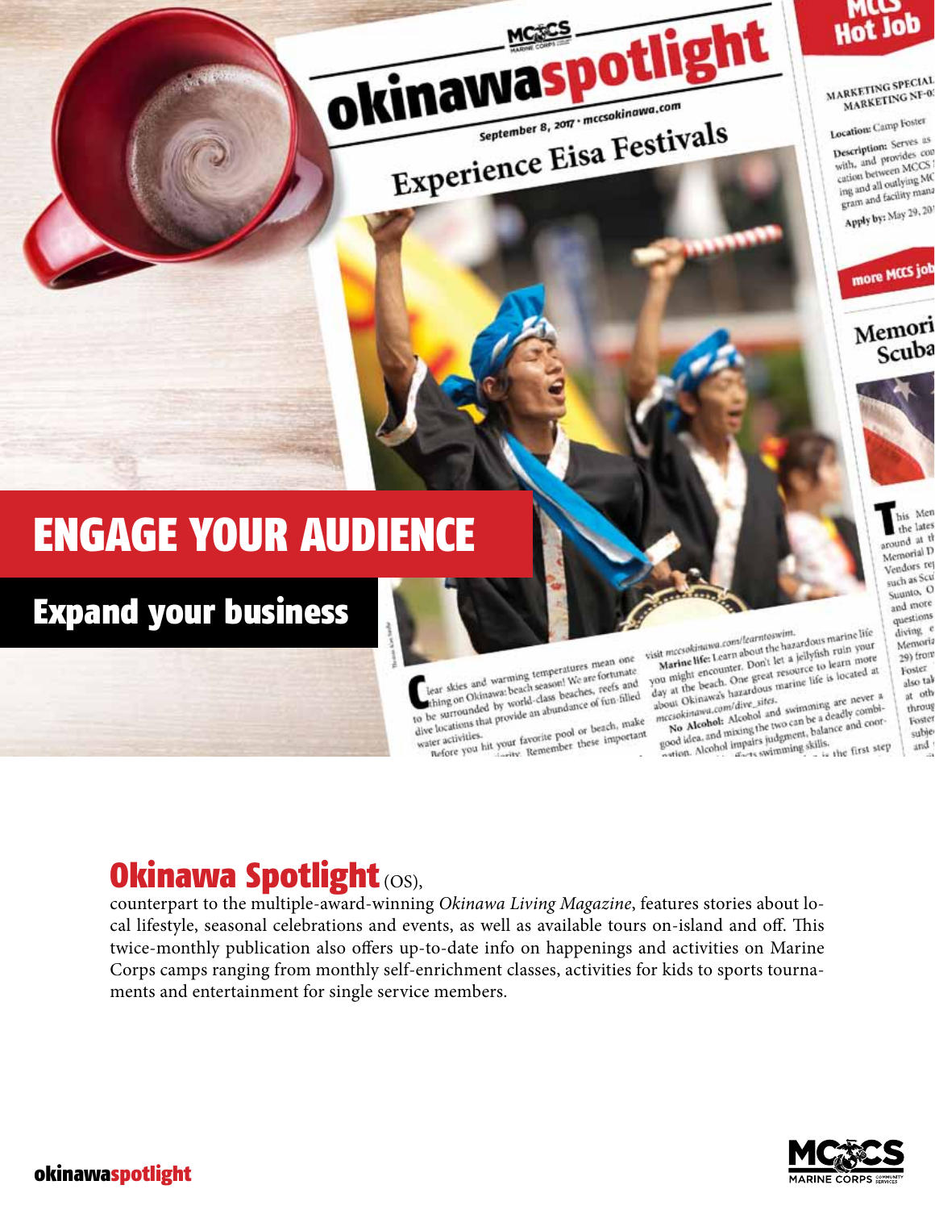# ENGAGE YOUR AUDIENCE

## Expand your business

## Okinawa Spotlight (OS),

counterpart to the multiple-award-winning *Okinawa Living Magazine*, features stories about local lifestyle, seasonal celebrations and events, as well as available tours on-island and off. This twice-monthly publication also offers up-to-date info on happenings and activities on Marine Corps camps ranging from monthly self-enrichment classes, activities for kids to sports tournaments and entertainment for single service members.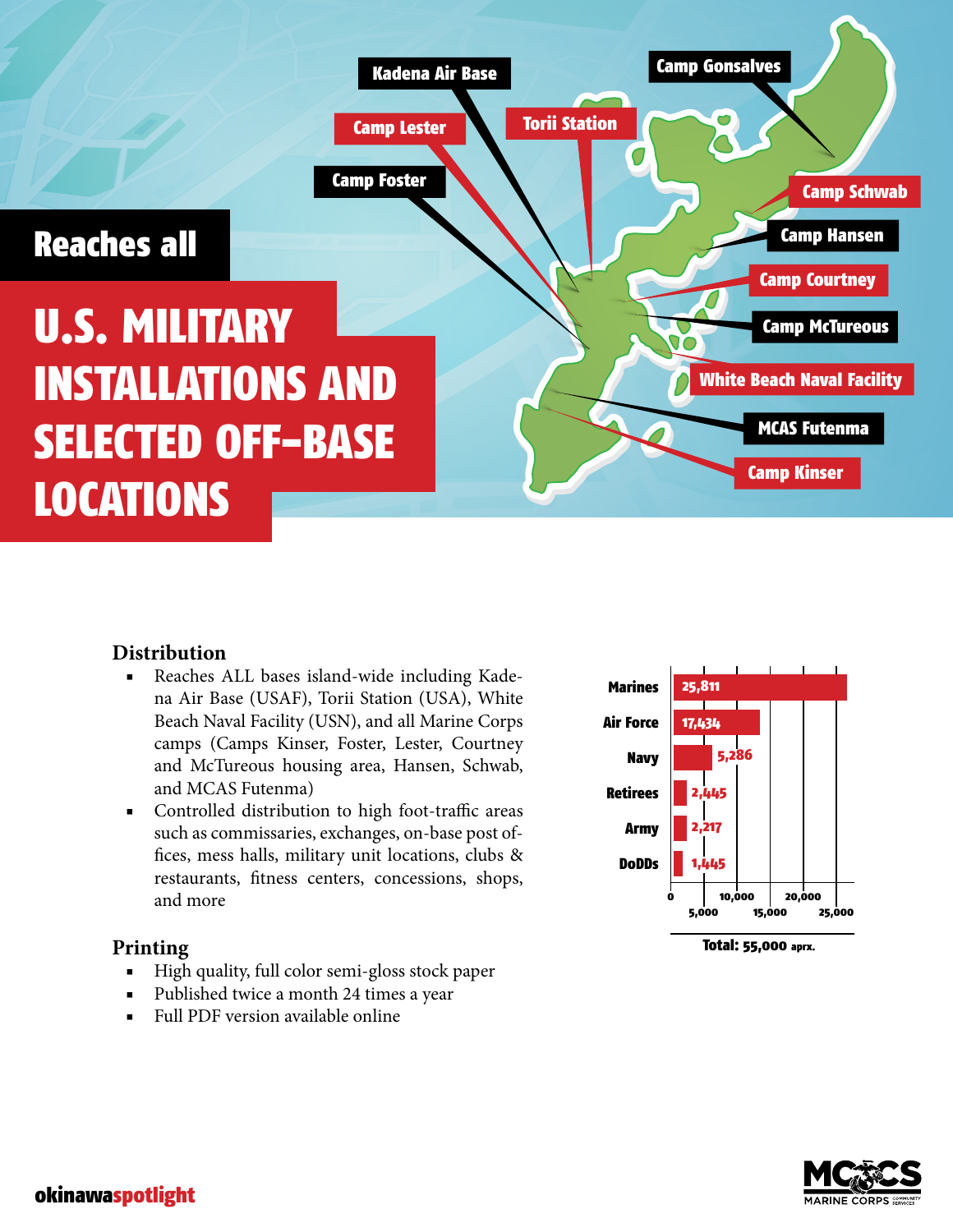## Reaches all

# U.S. MILITARY INSTALLATIONS AND SELECTED OFF-BASE LOCATIONS

Kadena Air Base
Camp Gonsalves
Camp Lester
Torii Station
Camp Foster
Camp Schwab
Camp Hansen
Camp Courtney
Camp McTureous
White Beach Naval Facility
MCAS Futenma
Camp Kinser

### Distribution

- Reaches ALL bases island-wide including Kadena Air Base (USAF), Torii Station (USA), White Beach Naval Facility (USN), and all Marine Corps camps (Camps Kinser, Foster, Lester, Courtney and McTureous housing area, Hansen, Schwab, and MCAS Futenma)
- Controlled distribution to high foot-traffic areas such as commissaries, exchanges, on-base post offices, mess halls, military unit locations, clubs & restaurants, fitness centers, concessions, shops, and more

| | |
|---|---|
| Marines | 25,811 |
| Air Force | 17,434 |
| Navy | 5,286 |
| Retirees | 2,445 |
| Army | 2,217 |
| DoDDs | 1,445 |

**Total: 55,000 aprx.**

### Printing

- High quality, full color semi-gloss stock paper
- Published twice a month 24 times a year
- Full PDF version available online

okinawaspotlight

MCCS MARINE CORPS COMMUNITY SERVICES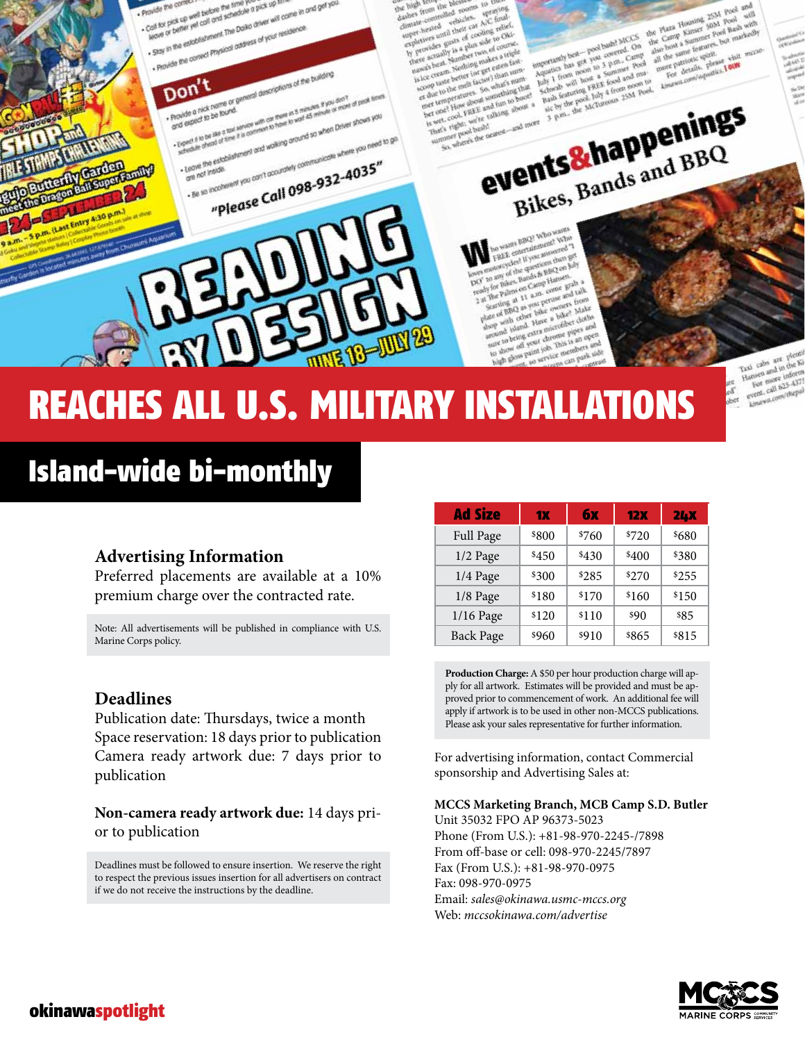# REACHES ALL U.S. MILITARY INSTALLATIONS

## Island-wide bi-monthly

### Advertising Information

Preferred placements are available at a 10% premium charge over the contracted rate.

Note: All advertisements will be published in compliance with U.S. Marine Corps policy.

### Deadlines

Publication date: Thursdays, twice a month
Space reservation: 18 days prior to publication
Camera ready artwork due: 7 days prior to publication

**Non-camera ready artwork due:** 14 days prior to publication

Deadlines must be followed to ensure insertion. We reserve the right to respect the previous issues insertion for all advertisers on contract if we do not receive the instructions by the deadline.

| Ad Size | 1x | 6x | 12x | 24x |
|---|---|---|---|---|
| Full Page | $800 | $760 | $720 | $680 |
| 1/2 Page | $450 | $430 | $400 | $380 |
| 1/4 Page | $300 | $285 | $270 | $255 |
| 1/8 Page | $180 | $170 | $160 | $150 |
| 1/16 Page | $120 | $110 | $90 | $85 |
| Back Page | $960 | $910 | $865 | $815 |

**Production Charge:** A $50 per hour production charge will apply for all artwork. Estimates will be provided and must be approved prior to commencement of work. An additional fee will apply if artwork is to be used in other non-MCCS publications. Please ask your sales representative for further information.

For advertising information, contact Commercial sponsorship and Advertising Sales at:

**MCCS Marketing Branch, MCB Camp S.D. Butler**
Unit 35032 FPO AP 96373-5023
Phone (From U.S.): +81-98-970-2245-/7898
From off-base or cell: 098-970-2245/7897
Fax (From U.S.): +81-98-970-0975
Fax: 098-970-0975
Email: *sales@okinawa.usmc-mccs.org*
Web: *mccsokinawa.com/advertise*

okinawaspotlight

MCCS MARINE CORPS COMMUNITY SERVICES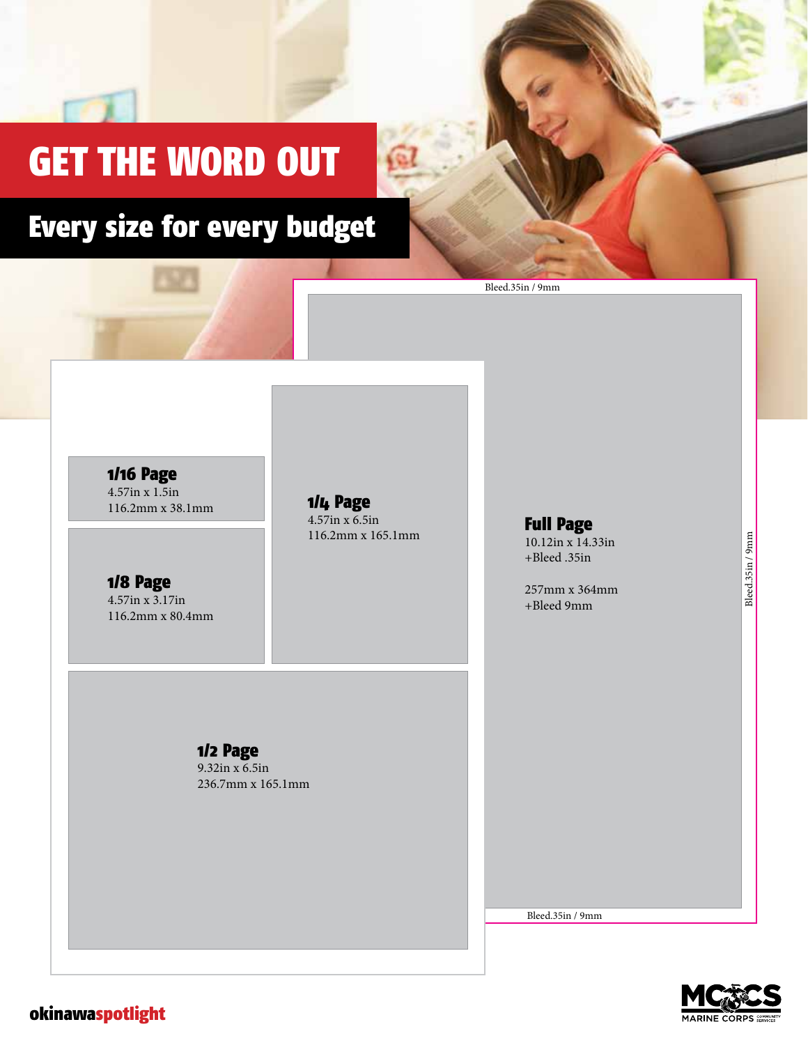# GET THE WORD OUT

## Every size for every budget

Bleed.35in / 9mm

**1/16 Page**
4.57in x 1.5in
116.2mm x 38.1mm

**1/8 Page**
4.57in x 3.17in
116.2mm x 80.4mm

**1/4 Page**
4.57in x 6.5in
116.2mm x 165.1mm

**Full Page**
10.12in x 14.33in
+Bleed .35in

257mm x 364mm
+Bleed 9mm

Bleed.35in / 9mm

**1/2 Page**
9.32in x 6.5in
236.7mm x 165.1mm

Bleed.35in / 9mm

okinawaspotlight

MCCS MARINE CORPS COMMUNITY SERVICES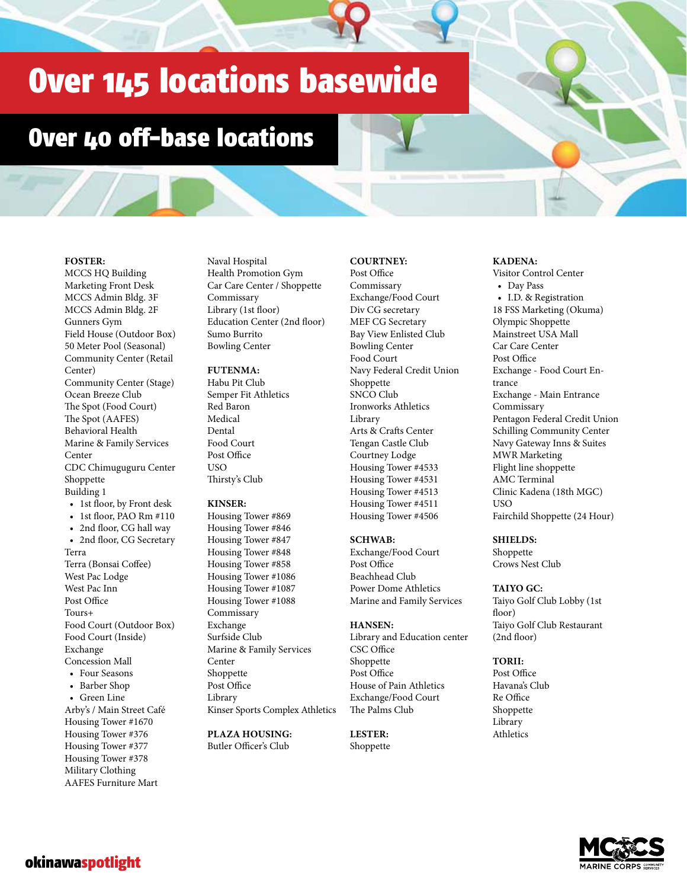# Over 145 locations basewide

## Over 40 off-base locations

**FOSTER:**
MCCS HQ Building
Marketing Front Desk
MCCS Admin Bldg. 3F
MCCS Admin Bldg. 2F
Gunners Gym
Field House (Outdoor Box)
50 Meter Pool (Seasonal)
Community Center (Retail Center)
Community Center (Stage)
Ocean Breeze Club
The Spot (Food Court)
The Spot (AAFES)
Behavioral Health
Marine & Family Services Center
CDC Chimuguguru Center
Shoppette
Building 1
- 1st floor, by Front desk
- 1st floor, PAO Rm #110
- 2nd floor, CG hall way
- 2nd floor, CG Secretary

Terra
Terra (Bonsai Coffee)
West Pac Lodge
West Pac Inn
Post Office
Tours+
Food Court (Outdoor Box)
Food Court (Inside)
Exchange
Concession Mall
- Four Seasons
- Barber Shop
- Green Line

Arby's / Main Street Café
Housing Tower #1670
Housing Tower #376
Housing Tower #377
Housing Tower #378
Military Clothing
AAFES Furniture Mart
Naval Hospital
Health Promotion Gym
Car Care Center / Shoppette
Commissary
Library (1st floor)
Education Center (2nd floor)
Sumo Burrito
Bowling Center

**FUTENMA:**
Habu Pit Club
Semper Fit Athletics
Red Baron
Medical
Dental
Food Court
Post Office
USO
Thirsty's Club

**KINSER:**
Housing Tower #869
Housing Tower #846
Housing Tower #847
Housing Tower #848
Housing Tower #858
Housing Tower #1086
Housing Tower #1087
Housing Tower #1088
Commissary
Exchange
Surfside Club
Marine & Family Services Center
Shoppette
Post Office
Library
Kinser Sports Complex Athletics

**PLAZA HOUSING:**
Butler Officer's Club

**COURTNEY:**
Post Office
Commissary
Exchange/Food Court
Div CG secretary
MEF CG Secretary
Bay View Enlisted Club
Bowling Center
Food Court
Navy Federal Credit Union
Shoppette
SNCO Club
Ironworks Athletics
Library
Arts & Crafts Center
Tengan Castle Club
Courtney Lodge
Housing Tower #4533
Housing Tower #4531
Housing Tower #4513
Housing Tower #4511
Housing Tower #4506

**SCHWAB:**
Exchange/Food Court
Post Office
Beachhead Club
Power Dome Athletics
Marine and Family Services

**HANSEN:**
Library and Education center
CSC Office
Shoppette
Post Office
House of Pain Athletics
Exchange/Food Court
The Palms Club

**LESTER:**
Shoppette

**KADENA:**
Visitor Control Center
- Day Pass
- I.D. & Registration

18 FSS Marketing (Okuma)
Olympic Shoppette
Mainstreet USA Mall
Car Care Center
Post Office
Exchange - Food Court Entrance
Exchange - Main Entrance
Commissary
Pentagon Federal Credit Union
Schilling Community Center
Navy Gateway Inns & Suites
MWR Marketing
Flight line shoppette
AMC Terminal
Clinic Kadena (18th MGC)
USO
Fairchild Shoppette (24 Hour)

**SHIELDS:**
Shoppette
Crows Nest Club

**TAIYO GC:**
Taiyo Golf Club Lobby (1st floor)
Taiyo Golf Club Restaurant (2nd floor)

**TORII:**
Post Office
Havana's Club
Re Office
Shoppette
Library
Athletics